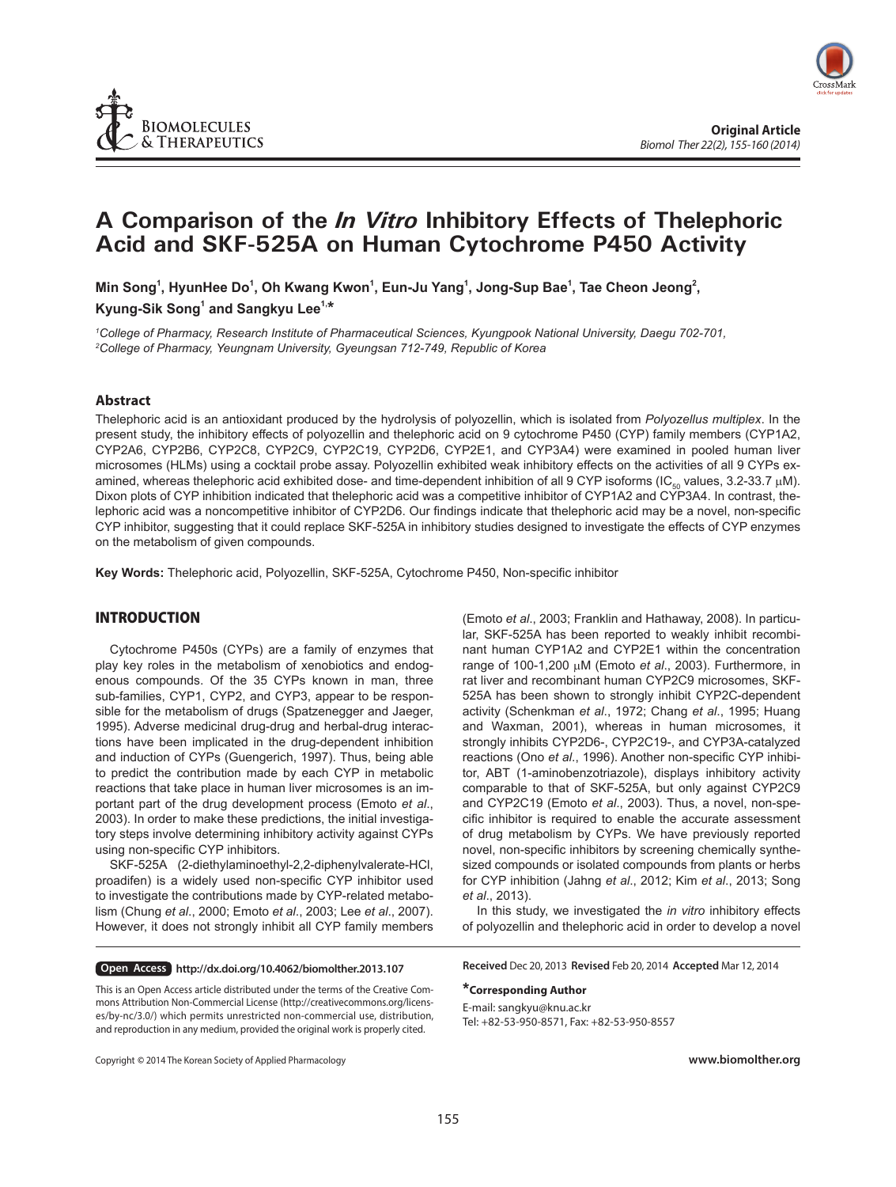Original Article

# A Comparison of the *In Vitro* Inhibitory Effects of Thelephoric Acid and SKF-525A on Human Cytochrome P450 Activity

**Min Song[1], HyunHee Do[1], Oh Kwang Kwon[1], Eun-Ju Yang[1], Jong-Sup Bae[1], Tae Cheon Jeong[2], Kyung-Sik Song[1] and Sangkyu Lee[1,*]**

*[1]College of Pharmacy, Research Institute of Pharmaceutical Sciences, Kyungpook National University, Daegu 702-701,*
*[2]College of Pharmacy, Yeungnam University, Gyeungsan 712-749, Republic of Korea*

## Abstract

Thelephoric acid is an antioxidant produced by the hydrolysis of polyozellin, which is isolated from *Polyozellus multiplex*. In the present study, the inhibitory effects of polyozellin and thelephoric acid on 9 cytochrome P450 (CYP) family members (CYP1A2, CYP2A6, CYP2B6, CYP2C8, CYP2C9, CYP2C19, CYP2D6, CYP2E1, and CYP3A4) were examined in pooled human liver microsomes (HLMs) using a cocktail probe assay. Polyozellin exhibited weak inhibitory effects on the activities of all 9 CYPs examined, whereas thelephoric acid exhibited dose- and time-dependent inhibition of all 9 CYP isoforms ($IC_{50}$ values, 3.2-33.7 μM). Dixon plots of CYP inhibition indicated that thelephoric acid was a competitive inhibitor of CYP1A2 and CYP3A4. In contrast, thelephoric acid was a noncompetitive inhibitor of CYP2D6. Our findings indicate that thelephoric acid may be a novel, non-specific CYP inhibitor, suggesting that it could replace SKF-525A in inhibitory studies designed to investigate the effects of CYP enzymes on the metabolism of given compounds.

**Key Words:** Thelephoric acid, Polyozellin, SKF-525A, Cytochrome P450, Non-specific inhibitor

## INTRODUCTION

Cytochrome P450s (CYPs) are a family of enzymes that play key roles in the metabolism of xenobiotics and endogenous compounds. Of the 35 CYPs known in man, three sub-families, CYP1, CYP2, and CYP3, appear to be responsible for the metabolism of drugs (Spatzenegger and Jaeger, 1995). Adverse medicinal drug-drug and herbal-drug interactions have been implicated in the drug-dependent inhibition and induction of CYPs (Guengerich, 1997). Thus, being able to predict the contribution made by each CYP in metabolic reactions that take place in human liver microsomes is an important part of the drug development process (Emoto *et al*., 2003). In order to make these predictions, the initial investigatory steps involve determining inhibitory activity against CYPs using non-specific CYP inhibitors.

SKF-525A (2-diethylaminoethyl-2,2-diphenylvalerate-HCl, proadifen) is a widely used non-specific CYP inhibitor used to investigate the contributions made by CYP-related metabolism (Chung *et al*., 2000; Emoto *et al*., 2003; Lee *et al*., 2007). However, it does not strongly inhibit all CYP family members (Emoto *et al*., 2003; Franklin and Hathaway, 2008). In particular, SKF-525A has been reported to weakly inhibit recombinant human CYP1A2 and CYP2E1 within the concentration range of 100-1,200 μM (Emoto *et al*., 2003). Furthermore, in rat liver and recombinant human CYP2C9 microsomes, SKF-525A has been shown to strongly inhibit CYP2C-dependent activity (Schenkman *et al*., 1972; Chang *et al*., 1995; Huang and Waxman, 2001), whereas in human microsomes, it strongly inhibits CYP2D6-, CYP2C19-, and CYP3A-catalyzed reactions (Ono *et al*., 1996). Another non-specific CYP inhibitor, ABT (1-aminobenzotriazole), displays inhibitory activity comparable to that of SKF-525A, but only against CYP2C9 and CYP2C19 (Emoto *et al*., 2003). Thus, a novel, non-specific inhibitor is required to enable the accurate assessment of drug metabolism by CYPs. We have previously reported novel, non-specific inhibitors by screening chemically synthesized compounds or isolated compounds from plants or herbs for CYP inhibition (Jahng *et al*., 2012; Kim *et al*., 2013; Song *et al*., 2013).

In this study, we investigated the *in vitro* inhibitory effects of polyozellin and thelephoric acid in order to develop a novel

**Open Access** http://dx.doi.org/10.4062/biomolther.2013.107

This is an Open Access article distributed under the terms of the Creative Commons Attribution Non-Commercial License (http://creativecommons.org/licenses/by-nc/3.0/) which permits unrestricted non-commercial use, distribution, and reproduction in any medium, provided the original work is properly cited.

**Received** Dec 20, 2013 **Revised** Feb 20, 2014 **Accepted** Mar 12, 2014

**\*Corresponding Author**
E-mail: sangkyu@knu.ac.kr
Tel: +82-53-950-8571, Fax: +82-53-950-8557

Copyright © 2014 The Korean Society of Applied Pharmacology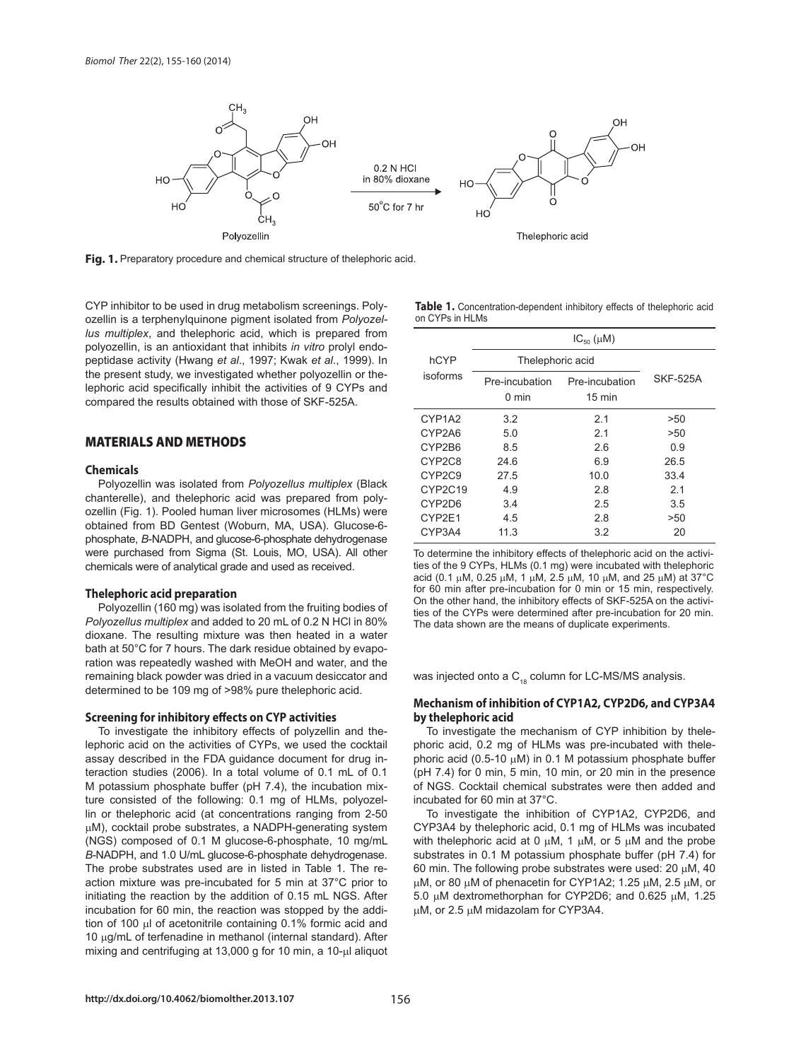Fig. 1. Preparatory procedure and chemical structure of thelephoric acid.

CYP inhibitor to be used in drug metabolism screenings. Polyozellin is a terphenylquinone pigment isolated from *Polyozellus multiplex*, and thelephoric acid, which is prepared from polyozellin, is an antioxidant that inhibits *in vitro* prolyl endopeptidase activity (Hwang *et al*., 1997; Kwak *et al*., 1999). In the present study, we investigated whether polyozellin or thelephoric acid specifically inhibit the activities of 9 CYPs and compared the results obtained with those of SKF-525A.

## MATERIALS AND METHODS

### Chemicals

Polyozellin was isolated from *Polyozellus multiplex* (Black chanterelle), and thelephoric acid was prepared from polyozellin (Fig. 1). Pooled human liver microsomes (HLMs) were obtained from BD Gentest (Woburn, MA, USA). Glucose-6-phosphate, *B*-NADPH, and glucose-6-phosphate dehydrogenase were purchased from Sigma (St. Louis, MO, USA). All other chemicals were of analytical grade and used as received.

### Thelephoric acid preparation

Polyozellin (160 mg) was isolated from the fruiting bodies of *Polyozellus multiplex* and added to 20 mL of 0.2 N HCl in 80% dioxane. The resulting mixture was then heated in a water bath at 50°C for 7 hours. The dark residue obtained by evaporation was repeatedly washed with MeOH and water, and the remaining black powder was dried in a vacuum desiccator and determined to be 109 mg of >98% pure thelephoric acid.

### Screening for inhibitory effects on CYP activities

To investigate the inhibitory effects of polyzellin and thelephoric acid on the activities of CYPs, we used the cocktail assay described in the FDA guidance document for drug interaction studies (2006). In a total volume of 0.1 mL of 0.1 M potassium phosphate buffer (pH 7.4), the incubation mixture consisted of the following: 0.1 mg of HLMs, polyozellin or thelephoric acid (at concentrations ranging from 2-50 μM), cocktail probe substrates, a NADPH-generating system (NGS) composed of 0.1 M glucose-6-phosphate, 10 mg/mL *B*-NADPH, and 1.0 U/mL glucose-6-phosphate dehydrogenase. The probe substrates used are in listed in Table 1. The reaction mixture was pre-incubated for 5 min at 37°C prior to initiating the reaction by the addition of 0.15 mL NGS. After incubation for 60 min, the reaction was stopped by the addition of 100 μl of acetonitrile containing 0.1% formic acid and 10 μg/mL of terfenadine in methanol (internal standard). After mixing and centrifuging at 13,000 g for 10 min, a 10-μl aliquot was injected onto a $C_{18}$ column for LC-MS/MS analysis.

**Table 1.** Concentration-dependent inhibitory effects of thelephoric acid on CYPs in HLMs

| hCYP isoforms | $IC_{50}$ (μM) | | |
|---|---|---|---|
| | Thelephoric acid | | SKF-525A |
| | Pre-incubation 0 min | Pre-incubation 15 min | |
| CYP1A2 | 3.2 | 2.1 | >50 |
| CYP2A6 | 5.0 | 2.1 | >50 |
| CYP2B6 | 8.5 | 2.6 | 0.9 |
| CYP2C8 | 24.6 | 6.9 | 26.5 |
| CYP2C9 | 27.5 | 10.0 | 33.4 |
| CYP2C19 | 4.9 | 2.8 | 2.1 |
| CYP2D6 | 3.4 | 2.5 | 3.5 |
| CYP2E1 | 4.5 | 2.8 | >50 |
| CYP3A4 | 11.3 | 3.2 | 20 |

To determine the inhibitory effects of thelephoric acid on the activities of the 9 CYPs, HLMs (0.1 mg) were incubated with thelephoric acid (0.1 μM, 0.25 μM, 1 μM, 2.5 μM, 10 μM, and 25 μM) at 37°C for 60 min after pre-incubation for 0 min or 15 min, respectively. On the other hand, the inhibitory effects of SKF-525A on the activities of the CYPs were determined after pre-incubation for 20 min. The data shown are the means of duplicate experiments.

### Mechanism of inhibition of CYP1A2, CYP2D6, and CYP3A4 by thelephoric acid

To investigate the mechanism of CYP inhibition by thelephoric acid, 0.2 mg of HLMs was pre-incubated with thelephoric acid (0.5-10 μM) in 0.1 M potassium phosphate buffer (pH 7.4) for 0 min, 5 min, 10 min, or 20 min in the presence of NGS. Cocktail chemical substrates were then added and incubated for 60 min at 37°C.

To investigate the inhibition of CYP1A2, CYP2D6, and CYP3A4 by thelephoric acid, 0.1 mg of HLMs was incubated with thelephoric acid at 0 μM, 1 μM, or 5 μM and the probe substrates in 0.1 M potassium phosphate buffer (pH 7.4) for 60 min. The following probe substrates were used: 20 μM, 40 μM, or 80 μM of phenacetin for CYP1A2; 1.25 μM, 2.5 μM, or 5.0 μM dextromethorphan for CYP2D6; and 0.625 μM, 1.25 μM, or 2.5 μM midazolam for CYP3A4.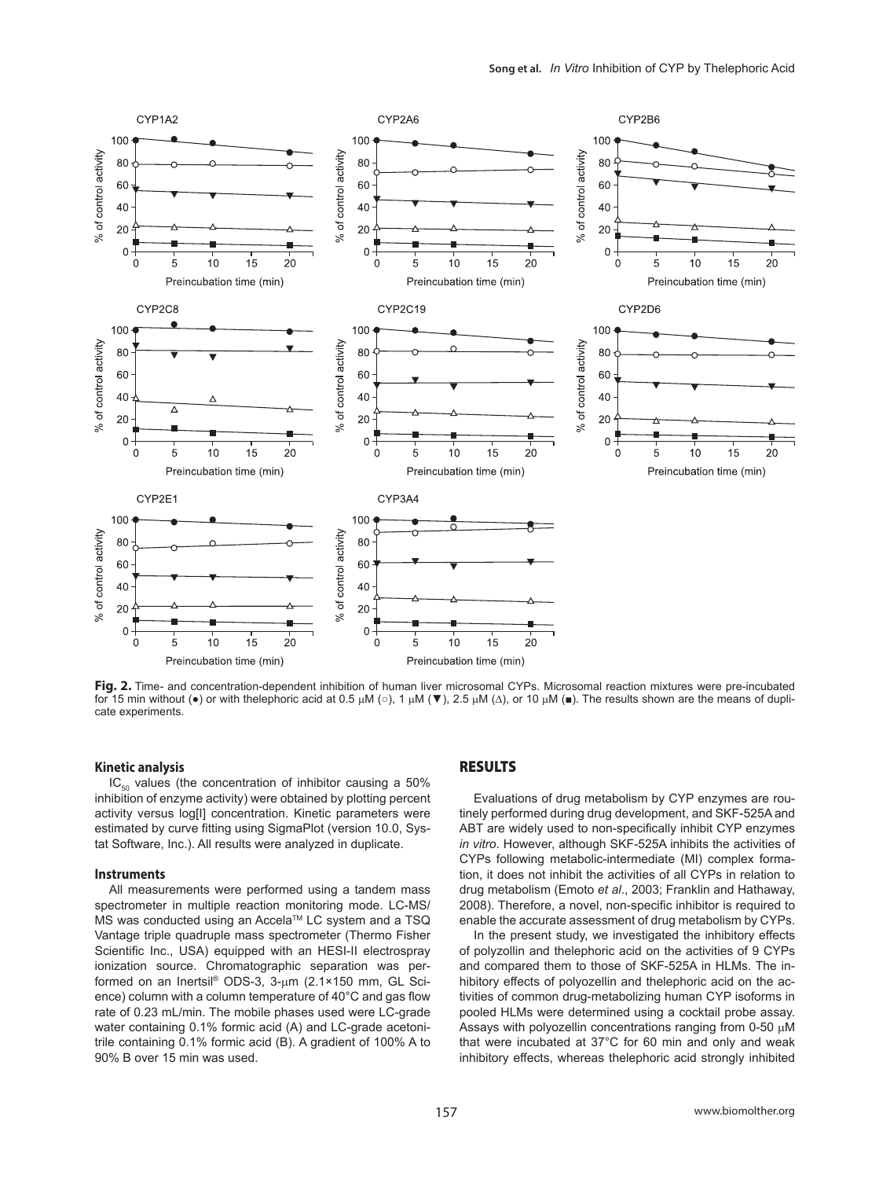CYP1A2

100
80
60
40
20
0

% of control activity

0 5 10 15 20

Preincubation time (min)

CYP2A6

100
80
60
40
20
0

% of control activity

0 5 10 15 20

Preincubation time (min)

CYP2B6

100
80
60
40
20
0

% of control activity

0 5 10 15 20

Preincubation time (min)

CYP2C8

100
80
60
40
20
0

% of control activity

0 5 10 15 20

Preincubation time (min)

CYP2C19

100
80
60
40
20
0

% of control activity

0 5 10 15 20

Preincubation time (min)

CYP2D6

100
80
60
40
20
0

% of control activity

0 5 10 15 20

Preincubation time (min)

CYP2E1

100
80
60
40
20
0

% of control activity

0 5 10 15 20

Preincubation time (min)

CYP3A4

100
80
60
40
20
0

% of control activity

0 5 10 15 20

Preincubation time (min)

**Fig. 2.** Time- and concentration-dependent inhibition of human liver microsomal CYPs. Microsomal reaction mixtures were pre-incubated for 15 min without (●) or with thelephoric acid at 0.5 μM (○), 1 μM (▼), 2.5 μM (Δ), or 10 μM (■). The results shown are the means of duplicate experiments.

### Kinetic analysis

$IC_{50}$ values (the concentration of inhibitor causing a 50% inhibition of enzyme activity) were obtained by plotting percent activity versus log[I] concentration. Kinetic parameters were estimated by curve fitting using SigmaPlot (version 10.0, Systat Software, Inc.). All results were analyzed in duplicate.

### Instruments

All measurements were performed using a tandem mass spectrometer in multiple reaction monitoring mode. LC-MS/MS was conducted using an Accela™ LC system and a TSQ Vantage triple quadruple mass spectrometer (Thermo Fisher Scientific Inc., USA) equipped with an HESI-II electrospray ionization source. Chromatographic separation was performed on an Inertsil® ODS-3, 3-μm (2.1×150 mm, GL Science) column with a column temperature of 40°C and gas flow rate of 0.23 mL/min. The mobile phases used were LC-grade water containing 0.1% formic acid (A) and LC-grade acetonitrile containing 0.1% formic acid (B). A gradient of 100% A to 90% B over 15 min was used.

## RESULTS

Evaluations of drug metabolism by CYP enzymes are routinely performed during drug development, and SKF-525A and ABT are widely used to non-specifically inhibit CYP enzymes *in vitro*. However, although SKF-525A inhibits the activities of CYPs following metabolic-intermediate (MI) complex formation, it does not inhibit the activities of all CYPs in relation to drug metabolism (Emoto *et al*., 2003; Franklin and Hathaway, 2008). Therefore, a novel, non-specific inhibitor is required to enable the accurate assessment of drug metabolism by CYPs.

In the present study, we investigated the inhibitory effects of polyzollin and thelephoric acid on the activities of 9 CYPs and compared them to those of SKF-525A in HLMs. The inhibitory effects of polyozellin and thelephoric acid on the activities of common drug-metabolizing human CYP isoforms in pooled HLMs were determined using a cocktail probe assay. Assays with polyozellin concentrations ranging from 0-50 μM that were incubated at 37°C for 60 min and only and weak inhibitory effects, whereas thelephoric acid strongly inhibited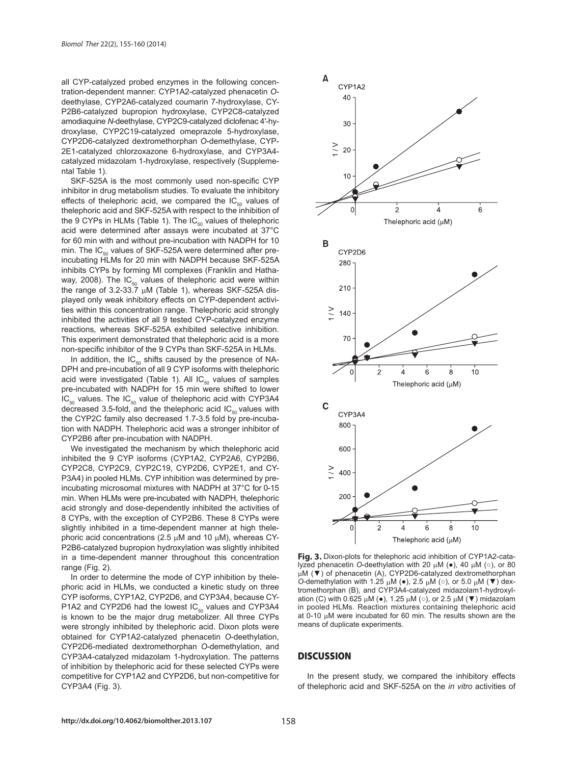all CYP-catalyzed probed enzymes in the following concentration-dependent manner: CYP1A2-catalyzed phenacetin *O*-deethylase, CYP2A6-catalyzed coumarin 7-hydroxylase, CYP2B6-catalyzed bupropion hydroxylase, CYP2C8-catalyzed amodiaquine *N*-deethylase, CYP2C9-catalyzed diclofenac 4′-hydroxylase, CYP2C19-catalyzed omeprazole 5-hydroxylase, CYP2D6-catalyzed dextromethorphan *O*-demethylase, CYP2E1-catalyzed chlorzoxazone 6-hydroxylase, and CYP3A4-catalyzed midazolam 1-hydroxylase, respectively (Supplemental Table 1).

SKF-525A is the most commonly used non-specific CYP inhibitor in drug metabolism studies. To evaluate the inhibitory effects of thelephoric acid, we compared the $IC_{50}$ values of thelephoric acid and SKF-525A with respect to the inhibition of the 9 CYPs in HLMs (Table 1). The $IC_{50}$ values of thelephoric acid were determined after assays were incubated at 37°C for 60 min with and without pre-incubation with NADPH for 10 min. The $IC_{50}$ values of SKF-525A were determined after pre-incubating HLMs for 20 min with NADPH because SKF-525A inhibits CYPs by forming MI complexes (Franklin and Hathaway, 2008). The $IC_{50}$ values of thelephoric acid were within the range of 3.2-33.7 μM (Table 1), whereas SKF-525A displayed only weak inhibitory effects on CYP-dependent activities within this concentration range. Thelephoric acid strongly inhibited the activities of all 9 tested CYP-catalyzed enzyme reactions, whereas SKF-525A exhibited selective inhibition. This experiment demonstrated that thelephoric acid is a more non-specific inhibitor of the 9 CYPs than SKF-525A in HLMs.

In addition, the $IC_{50}$ shifts caused by the presence of NADPH and pre-incubation of all 9 CYP isoforms with thelephoric acid were investigated (Table 1). All $IC_{50}$ values of samples pre-incubated with NADPH for 15 min were shifted to lower $IC_{50}$ values. The $IC_{50}$ value of thelephoric acid with CYP3A4 decreased 3.5-fold, and the thelephoric acid $IC_{50}$ values with the CYP2C family also decreased 1.7-3.5 fold by pre-incubation with NADPH. Thelephoric acid was a stronger inhibitor of CYP2B6 after pre-incubation with NADPH.

We investigated the mechanism by which thelephoric acid inhibited the 9 CYP isoforms (CYP1A2, CYP2A6, CYP2B6, CYP2C8, CYP2C9, CYP2C19, CYP2D6, CYP2E1, and CYP3A4) in pooled HLMs. CYP inhibition was determined by pre-incubating microsomal mixtures with NADPH at 37°C for 0-15 min. When HLMs were pre-incubated with NADPH, thelephoric acid strongly and dose-dependently inhibited the activities of 8 CYPs, with the exception of CYP2B6. These 8 CYPs were slightly inhibited in a time-dependent manner at high thelephoric acid concentrations (2.5 μM and 10 μM), whereas CYP2B6-catalyzed bupropion hydroxylation was slightly inhibited in a time-dependent manner throughout this concentration range (Fig. 2).

In order to determine the mode of CYP inhibition by thelephoric acid in HLMs, we conducted a kinetic study on three CYP isoforms, CYP1A2, CYP2D6, and CYP3A4, because CYP1A2 and CYP2D6 had the lowest $IC_{50}$ values and CYP3A4 is known to be the major drug metabolizer. All three CYPs were strongly inhibited by thelephoric acid. Dixon plots were obtained for CYP1A2-catalyzed phenacetin *O*-deethylation, CYP2D6-mediated dextromethorphan *O*-demethylation, and CYP3A4-catalyzed midazolam 1-hydroxylation. The patterns of inhibition by thelephoric acid for these selected CYPs were competitive for CYP1A2 and CYP2D6, but non-competitive for CYP3A4 (Fig. 3).

**Fig. 3.** Dixon-plots for thelephoric acid inhibition of CYP1A2-catalyzed phenacetin *O*-deethylation with 20 μM (●), 40 μM (○), or 80 μM (▼) of phenacetin (A), CYP2D6-catalyzed dextromethorphan *O*-demethylation with 1.25 μM (●), 2.5 μM (○), or 5.0 μM (▼) dextromethorphan (B), and CYP3A4-catalyzed midazolam1-hydroxylation (C) with 0.625 μM (●), 1.25 μM (○), or 2.5 μM (▼) midazolam in pooled HLMs. Reaction mixtures containing thelephoric acid at 0-10 μM were incubated for 60 min. The results shown are the means of duplicate experiments.

## DISCUSSION

In the present study, we compared the inhibitory effects of thelephoric acid and SKF-525A on the *in vitro* activities of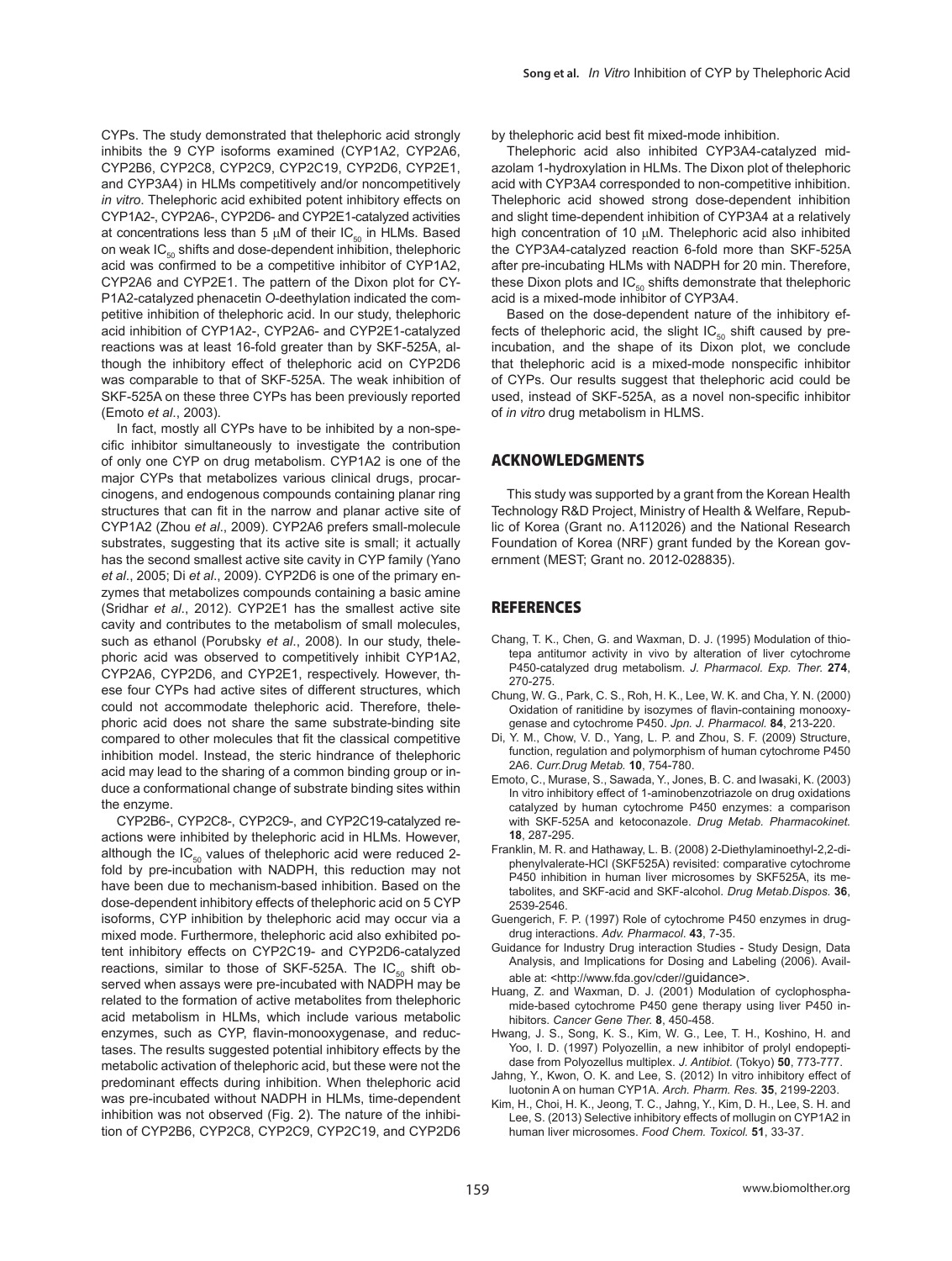CYPs. The study demonstrated that thelephoric acid strongly inhibits the 9 CYP isoforms examined (CYP1A2, CYP2A6, CYP2B6, CYP2C8, CYP2C9, CYP2C19, CYP2D6, CYP2E1, and CYP3A4) in HLMs competitively and/or noncompetitively *in vitro*. Thelephoric acid exhibited potent inhibitory effects on CYP1A2-, CYP2A6-, CYP2D6- and CYP2E1-catalyzed activities at concentrations less than 5 μM of their $IC_{50}$ in HLMs. Based on weak $IC_{50}$ shifts and dose-dependent inhibition, thelephoric acid was confirmed to be a competitive inhibitor of CYP1A2, CYP2A6 and CYP2E1. The pattern of the Dixon plot for CYP1A2-catalyzed phenacetin *O*-deethylation indicated the competitive inhibition of thelephoric acid. In our study, thelephoric acid inhibition of CYP1A2-, CYP2A6- and CYP2E1-catalyzed reactions was at least 16-fold greater than by SKF-525A, although the inhibitory effect of thelephoric acid on CYP2D6 was comparable to that of SKF-525A. The weak inhibition of SKF-525A on these three CYPs has been previously reported (Emoto *et al*., 2003).

In fact, mostly all CYPs have to be inhibited by a non-specific inhibitor simultaneously to investigate the contribution of only one CYP on drug metabolism. CYP1A2 is one of the major CYPs that metabolizes various clinical drugs, procarcinogens, and endogenous compounds containing planar ring structures that can fit in the narrow and planar active site of CYP1A2 (Zhou *et al*., 2009). CYP2A6 prefers small-molecule substrates, suggesting that its active site is small; it actually has the second smallest active site cavity in CYP family (Yano *et al*., 2005; Di *et al*., 2009). CYP2D6 is one of the primary enzymes that metabolizes compounds containing a basic amine (Sridhar *et al*., 2012). CYP2E1 has the smallest active site cavity and contributes to the metabolism of small molecules, such as ethanol (Porubsky *et al*., 2008). In our study, thelephoric acid was observed to competitively inhibit CYP1A2, CYP2A6, CYP2D6, and CYP2E1, respectively. However, these four CYPs had active sites of different structures, which could not accommodate thelephoric acid. Therefore, thelephoric acid does not share the same substrate-binding site compared to other molecules that fit the classical competitive inhibition model. Instead, the steric hindrance of thelephoric acid may lead to the sharing of a common binding group or induce a conformational change of substrate binding sites within the enzyme.

CYP2B6-, CYP2C8-, CYP2C9-, and CYP2C19-catalyzed reactions were inhibited by thelephoric acid in HLMs. However, although the $IC_{50}$ values of thelephoric acid were reduced 2-fold by pre-incubation with NADPH, this reduction may not have been due to mechanism-based inhibition. Based on the dose-dependent inhibitory effects of thelephoric acid on 5 CYP isoforms, CYP inhibition by thelephoric acid may occur via a mixed mode. Furthermore, thelephoric acid also exhibited potent inhibitory effects on CYP2C19- and CYP2D6-catalyzed reactions, similar to those of SKF-525A. The $IC_{50}$ shift observed when assays were pre-incubated with NADPH may be related to the formation of active metabolites from thelephoric acid metabolism in HLMs, which include various metabolic enzymes, such as CYP, flavin-monooxygenase, and reductases. The results suggested potential inhibitory effects by the metabolic activation of thelephoric acid, but these were not the predominant effects during inhibition. When thelephoric acid was pre-incubated without NADPH in HLMs, time-dependent inhibition was not observed (Fig. 2). The nature of the inhibition of CYP2B6, CYP2C8, CYP2C9, CYP2C19, and CYP2D6 by thelephoric acid best fit mixed-mode inhibition.

Thelephoric acid also inhibited CYP3A4-catalyzed midazolam 1-hydroxylation in HLMs. The Dixon plot of thelephoric acid with CYP3A4 corresponded to non-competitive inhibition. Thelephoric acid showed strong dose-dependent inhibition and slight time-dependent inhibition of CYP3A4 at a relatively high concentration of 10 μM. Thelephoric acid also inhibited the CYP3A4-catalyzed reaction 6-fold more than SKF-525A after pre-incubating HLMs with NADPH for 20 min. Therefore, these Dixon plots and $IC_{50}$ shifts demonstrate that thelephoric acid is a mixed-mode inhibitor of CYP3A4.

Based on the dose-dependent nature of the inhibitory effects of thelephoric acid, the slight $IC_{50}$ shift caused by pre-incubation, and the shape of its Dixon plot, we conclude that thelephoric acid is a mixed-mode nonspecific inhibitor of CYPs. Our results suggest that thelephoric acid could be used, instead of SKF-525A, as a novel non-specific inhibitor of *in vitro* drug metabolism in HLMS.

## ACKNOWLEDGMENTS

This study was supported by a grant from the Korean Health Technology R&D Project, Ministry of Health & Welfare, Republic of Korea (Grant no. A112026) and the National Research Foundation of Korea (NRF) grant funded by the Korean government (MEST; Grant no. 2012-028835).

## REFERENCES

Chang, T. K., Chen, G. and Waxman, D. J. (1995) Modulation of thiotepa antitumor activity in vivo by alteration of liver cytochrome P450-catalyzed drug metabolism. *J. Pharmacol. Exp. Ther.* **274**, 270-275.

Chung, W. G., Park, C. S., Roh, H. K., Lee, W. K. and Cha, Y. N. (2000) Oxidation of ranitidine by isozymes of flavin-containing monooxygenase and cytochrome P450. *Jpn. J. Pharmacol.* **84**, 213-220.

Di, Y. M., Chow, V. D., Yang, L. P. and Zhou, S. F. (2009) Structure, function, regulation and polymorphism of human cytochrome P450 2A6. *Curr.Drug Metab.* **10**, 754-780.

Emoto, C., Murase, S., Sawada, Y., Jones, B. C. and Iwasaki, K. (2003) In vitro inhibitory effect of 1-aminobenzotriazole on drug oxidations catalyzed by human cytochrome P450 enzymes: a comparison with SKF-525A and ketoconazole. *Drug Metab. Pharmacokinet.* **18**, 287-295.

Franklin, M. R. and Hathaway, L. B. (2008) 2-Diethylaminoethyl-2,2-diphenylvalerate-HCl (SKF525A) revisited: comparative cytochrome P450 inhibition in human liver microsomes by SKF525A, its metabolites, and SKF-acid and SKF-alcohol. *Drug Metab.Dispos.* **36**, 2539-2546.

Guengerich, F. P. (1997) Role of cytochrome P450 enzymes in drug-drug interactions. *Adv. Pharmacol.* **43**, 7-35.

Guidance for Industry Drug interaction Studies - Study Design, Data Analysis, and Implications for Dosing and Labeling (2006). Available at: <http://www.fda.gov/cder//guidance>.

Huang, Z. and Waxman, D. J. (2001) Modulation of cyclophosphamide-based cytochrome P450 gene therapy using liver P450 inhibitors. *Cancer Gene Ther.* **8**, 450-458.

Hwang, J. S., Song, K. S., Kim, W. G., Lee, T. H., Koshino, H. and Yoo, I. D. (1997) Polyozellin, a new inhibitor of prolyl endopeptidase from Polyozellus multiplex. *J. Antibiot.* (Tokyo) **50**, 773-777.

Jahng, Y., Kwon, O. K. and Lee, S. (2012) In vitro inhibitory effect of luotonin A on human CYP1A. *Arch. Pharm. Res.* **35**, 2199-2203.

Kim, H., Choi, H. K., Jeong, T. C., Jahng, Y., Kim, D. H., Lee, S. H. and Lee, S. (2013) Selective inhibitory effects of mollugin on CYP1A2 in human liver microsomes. *Food Chem. Toxicol.* **51**, 33-37.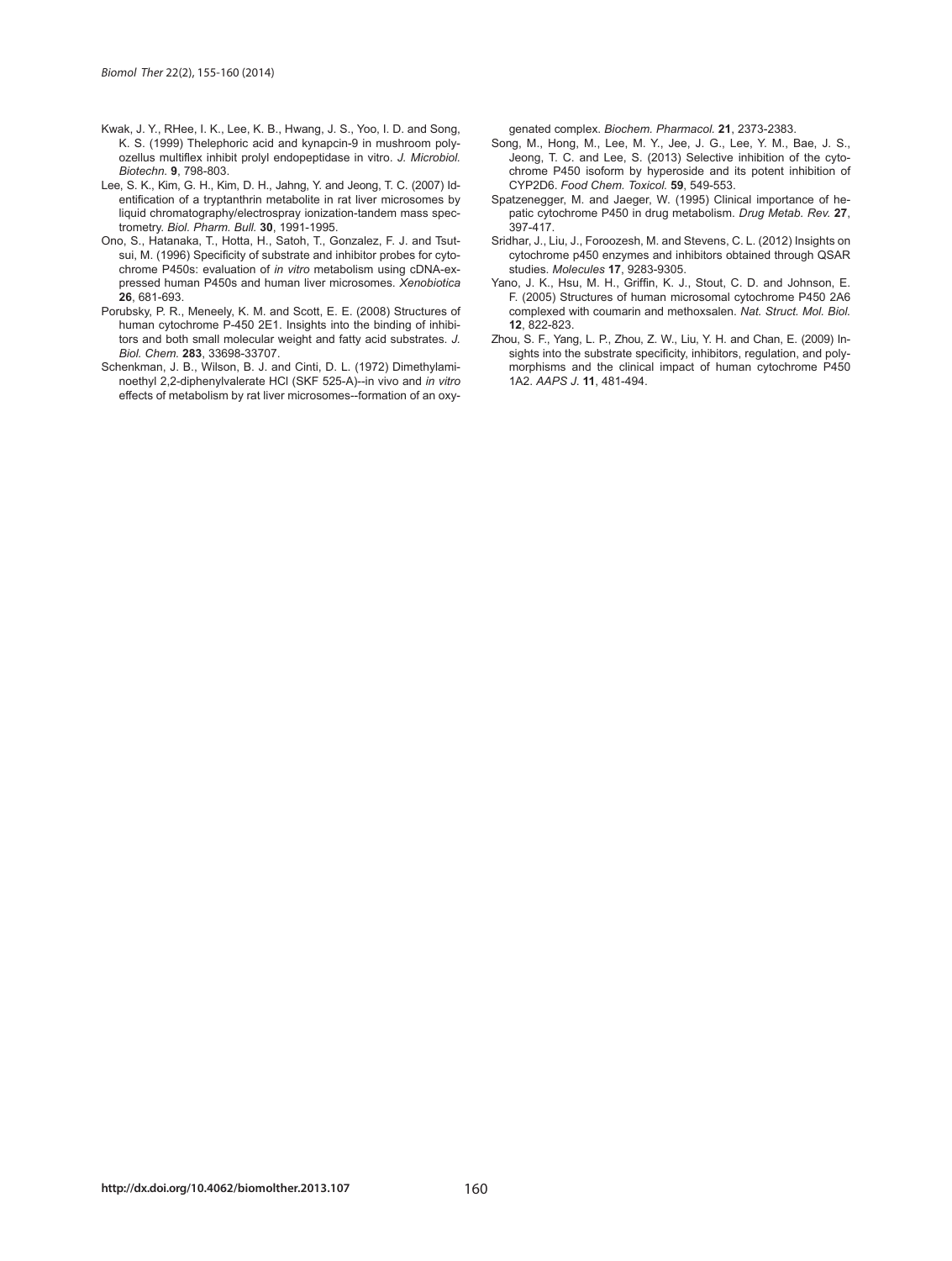Kwak, J. Y., RHee, I. K., Lee, K. B., Hwang, J. S., Yoo, I. D. and Song, K. S. (1999) Thelephoric acid and kynapcin-9 in mushroom polyozellus multiflex inhibit prolyl endopeptidase in vitro. *J. Microbiol. Biotechn.* **9**, 798-803.

Lee, S. K., Kim, G. H., Kim, D. H., Jahng, Y. and Jeong, T. C. (2007) Identification of a tryptanthrin metabolite in rat liver microsomes by liquid chromatography/electrospray ionization-tandem mass spectrometry. *Biol. Pharm. Bull.* **30**, 1991-1995.

Ono, S., Hatanaka, T., Hotta, H., Satoh, T., Gonzalez, F. J. and Tsutsui, M. (1996) Specificity of substrate and inhibitor probes for cytochrome P450s: evaluation of *in vitro* metabolism using cDNA-expressed human P450s and human liver microsomes. *Xenobiotica* **26**, 681-693.

Porubsky, P. R., Meneely, K. M. and Scott, E. E. (2008) Structures of human cytochrome P-450 2E1. Insights into the binding of inhibitors and both small molecular weight and fatty acid substrates. *J. Biol. Chem.* **283**, 33698-33707.

Schenkman, J. B., Wilson, B. J. and Cinti, D. L. (1972) Dimethylaminoethyl 2,2-diphenylvalerate HCl (SKF 525-A)--in vivo and *in vitro* effects of metabolism by rat liver microsomes--formation of an oxygenated complex. *Biochem. Pharmacol.* **21**, 2373-2383.

Song, M., Hong, M., Lee, M. Y., Jee, J. G., Lee, Y. M., Bae, J. S., Jeong, T. C. and Lee, S. (2013) Selective inhibition of the cytochrome P450 isoform by hyperoside and its potent inhibition of CYP2D6. *Food Chem. Toxicol.* **59**, 549-553.

Spatzenegger, M. and Jaeger, W. (1995) Clinical importance of hepatic cytochrome P450 in drug metabolism. *Drug Metab. Rev.* **27**, 397-417.

Sridhar, J., Liu, J., Foroozesh, M. and Stevens, C. L. (2012) Insights on cytochrome p450 enzymes and inhibitors obtained through QSAR studies. *Molecules* **17**, 9283-9305.

Yano, J. K., Hsu, M. H., Griffin, K. J., Stout, C. D. and Johnson, E. F. (2005) Structures of human microsomal cytochrome P450 2A6 complexed with coumarin and methoxsalen. *Nat. Struct. Mol. Biol.* **12**, 822-823.

Zhou, S. F., Yang, L. P., Zhou, Z. W., Liu, Y. H. and Chan, E. (2009) Insights into the substrate specificity, inhibitors, regulation, and polymorphisms and the clinical impact of human cytochrome P450 1A2. *AAPS J.* **11**, 481-494.